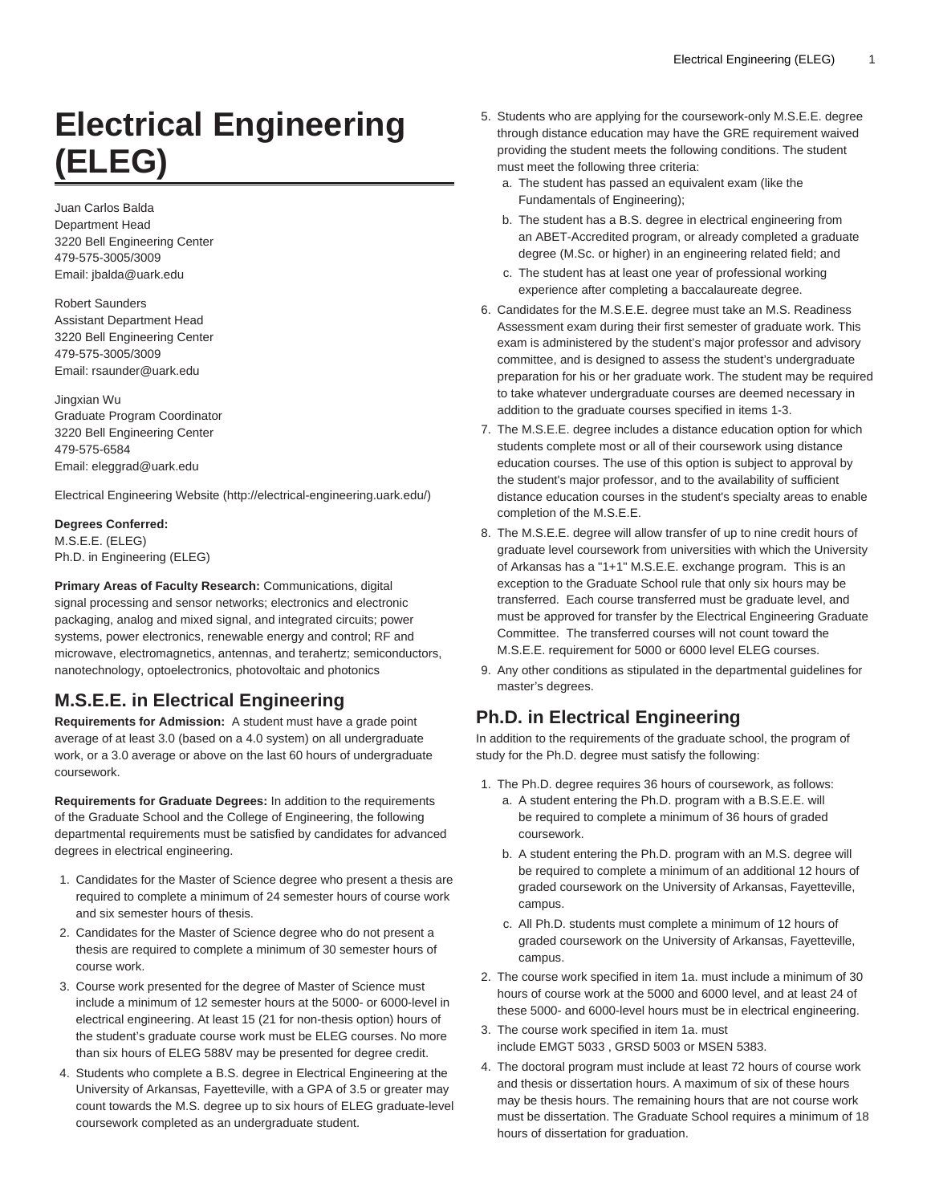# Electrical Engineering (ELEG)

Juan Carlos Balda
Department Head
3220 Bell Engineering Center
479-575-3005/3009
Email: jbalda@uark.edu

Robert Saunders
Assistant Department Head
3220 Bell Engineering Center
479-575-3005/3009
Email: rsaunder@uark.edu

Jingxian Wu
Graduate Program Coordinator
3220 Bell Engineering Center
479-575-6584
Email: eleggrad@uark.edu

Electrical Engineering Website (http://electrical-engineering.uark.edu/)

**Degrees Conferred:**
M.S.E.E. (ELEG)
Ph.D. in Engineering (ELEG)

**Primary Areas of Faculty Research:** Communications, digital signal processing and sensor networks; electronics and electronic packaging, analog and mixed signal, and integrated circuits; power systems, power electronics, renewable energy and control; RF and microwave, electromagnetics, antennas, and terahertz; semiconductors, nanotechnology, optoelectronics, photovoltaic and photonics

## M.S.E.E. in Electrical Engineering

**Requirements for Admission:** A student must have a grade point average of at least 3.0 (based on a 4.0 system) on all undergraduate work, or a 3.0 average or above on the last 60 hours of undergraduate coursework.

**Requirements for Graduate Degrees:** In addition to the requirements of the Graduate School and the College of Engineering, the following departmental requirements must be satisfied by candidates for advanced degrees in electrical engineering.

1. Candidates for the Master of Science degree who present a thesis are required to complete a minimum of 24 semester hours of course work and six semester hours of thesis.
2. Candidates for the Master of Science degree who do not present a thesis are required to complete a minimum of 30 semester hours of course work.
3. Course work presented for the degree of Master of Science must include a minimum of 12 semester hours at the 5000- or 6000-level in electrical engineering. At least 15 (21 for non-thesis option) hours of the student's graduate course work must be ELEG courses. No more than six hours of ELEG 588V may be presented for degree credit.
4. Students who complete a B.S. degree in Electrical Engineering at the University of Arkansas, Fayetteville, with a GPA of 3.5 or greater may count towards the M.S. degree up to six hours of ELEG graduate-level coursework completed as an undergraduate student.
5. Students who are applying for the coursework-only M.S.E.E. degree through distance education may have the GRE requirement waived providing the student meets the following conditions. The student must meet the following three criteria:
   a. The student has passed an equivalent exam (like the Fundamentals of Engineering);
   b. The student has a B.S. degree in electrical engineering from an ABET-Accredited program, or already completed a graduate degree (M.Sc. or higher) in an engineering related field; and
   c. The student has at least one year of professional working experience after completing a baccalaureate degree.
6. Candidates for the M.S.E.E. degree must take an M.S. Readiness Assessment exam during their first semester of graduate work. This exam is administered by the student's major professor and advisory committee, and is designed to assess the student's undergraduate preparation for his or her graduate work. The student may be required to take whatever undergraduate courses are deemed necessary in addition to the graduate courses specified in items 1-3.
7. The M.S.E.E. degree includes a distance education option for which students complete most or all of their coursework using distance education courses. The use of this option is subject to approval by the student's major professor, and to the availability of sufficient distance education courses in the student's specialty areas to enable completion of the M.S.E.E.
8. The M.S.E.E. degree will allow transfer of up to nine credit hours of graduate level coursework from universities with which the University of Arkansas has a "1+1" M.S.E.E. exchange program. This is an exception to the Graduate School rule that only six hours may be transferred. Each course transferred must be graduate level, and must be approved for transfer by the Electrical Engineering Graduate Committee. The transferred courses will not count toward the M.S.E.E. requirement for 5000 or 6000 level ELEG courses.
9. Any other conditions as stipulated in the departmental guidelines for master's degrees.

## Ph.D. in Electrical Engineering

In addition to the requirements of the graduate school, the program of study for the Ph.D. degree must satisfy the following:

1. The Ph.D. degree requires 36 hours of coursework, as follows:
   a. A student entering the Ph.D. program with a B.S.E.E. will be required to complete a minimum of 36 hours of graded coursework.
   b. A student entering the Ph.D. program with an M.S. degree will be required to complete a minimum of an additional 12 hours of graded coursework on the University of Arkansas, Fayetteville, campus.
   c. All Ph.D. students must complete a minimum of 12 hours of graded coursework on the University of Arkansas, Fayetteville, campus.
2. The course work specified in item 1a. must include a minimum of 30 hours of course work at the 5000 and 6000 level, and at least 24 of these 5000- and 6000-level hours must be in electrical engineering.
3. The course work specified in item 1a. must include EMGT 5033 , GRSD 5003 or MSEN 5383.
4. The doctoral program must include at least 72 hours of course work and thesis or dissertation hours. A maximum of six of these hours may be thesis hours. The remaining hours that are not course work must be dissertation. The Graduate School requires a minimum of 18 hours of dissertation for graduation.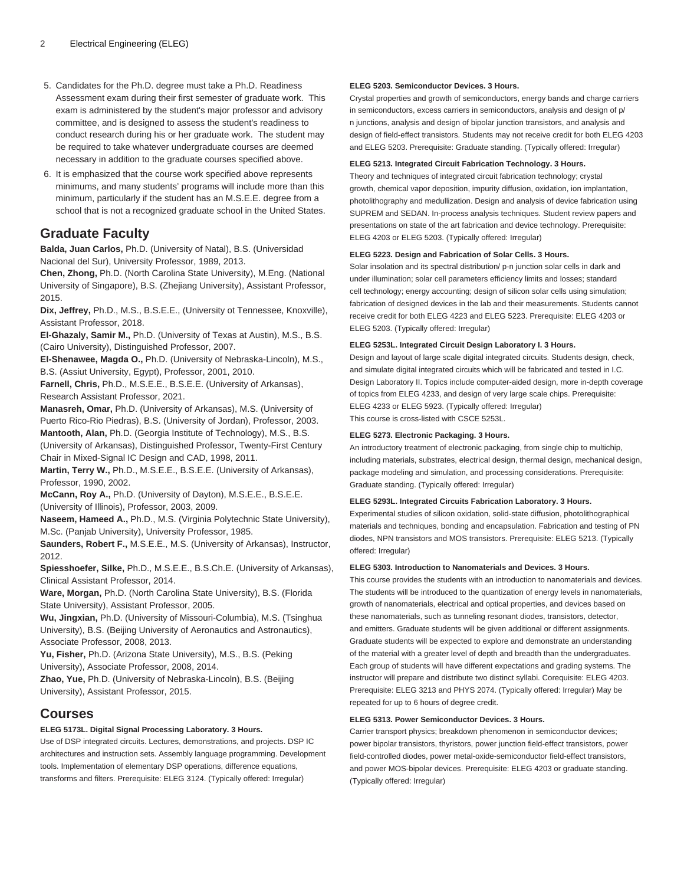5. Candidates for the Ph.D. degree must take a Ph.D. Readiness Assessment exam during their first semester of graduate work. This exam is administered by the student's major professor and advisory committee, and is designed to assess the student's readiness to conduct research during his or her graduate work. The student may be required to take whatever undergraduate courses are deemed necessary in addition to the graduate courses specified above.
6. It is emphasized that the course work specified above represents minimums, and many students' programs will include more than this minimum, particularly if the student has an M.S.E.E. degree from a school that is not a recognized graduate school in the United States.

## Graduate Faculty

**Balda, Juan Carlos,** Ph.D. (University of Natal), B.S. (Universidad Nacional del Sur), University Professor, 1989, 2013.
**Chen, Zhong,** Ph.D. (North Carolina State University), M.Eng. (National University of Singapore), B.S. (Zhejiang University), Assistant Professor, 2015.
**Dix, Jeffrey,** Ph.D., M.S., B.S.E.E., (University ot Tennessee, Knoxville), Assistant Professor, 2018.
**El-Ghazaly, Samir M.,** Ph.D. (University of Texas at Austin), M.S., B.S. (Cairo University), Distinguished Professor, 2007.
**El-Shenawee, Magda O.,** Ph.D. (University of Nebraska-Lincoln), M.S., B.S. (Assiut University, Egypt), Professor, 2001, 2010.
**Farnell, Chris,** Ph.D., M.S.E.E., B.S.E.E. (University of Arkansas), Research Assistant Professor, 2021.
**Manasreh, Omar,** Ph.D. (University of Arkansas), M.S. (University of Puerto Rico-Rio Piedras), B.S. (University of Jordan), Professor, 2003.
**Mantooth, Alan,** Ph.D. (Georgia Institute of Technology), M.S., B.S. (University of Arkansas), Distinguished Professor, Twenty-First Century Chair in Mixed-Signal IC Design and CAD, 1998, 2011.
**Martin, Terry W.,** Ph.D., M.S.E.E., B.S.E.E. (University of Arkansas), Professor, 1990, 2002.
**McCann, Roy A.,** Ph.D. (University of Dayton), M.S.E.E., B.S.E.E. (University of Illinois), Professor, 2003, 2009.
**Naseem, Hameed A.,** Ph.D., M.S. (Virginia Polytechnic State University), M.Sc. (Panjab University), University Professor, 1985.
**Saunders, Robert F.,** M.S.E.E., M.S. (University of Arkansas), Instructor, 2012.
**Spiesshoefer, Silke,** Ph.D., M.S.E.E., B.S.Ch.E. (University of Arkansas), Clinical Assistant Professor, 2014.
**Ware, Morgan,** Ph.D. (North Carolina State University), B.S. (Florida State University), Assistant Professor, 2005.
**Wu, Jingxian,** Ph.D. (University of Missouri-Columbia), M.S. (Tsinghua University), B.S. (Beijing University of Aeronautics and Astronautics), Associate Professor, 2008, 2013.
**Yu, Fisher,** Ph.D. (Arizona State University), M.S., B.S. (Peking University), Associate Professor, 2008, 2014.
**Zhao, Yue,** Ph.D. (University of Nebraska-Lincoln), B.S. (Beijing University), Assistant Professor, 2015.

## Courses

**ELEG 5173L. Digital Signal Processing Laboratory. 3 Hours.**
Use of DSP integrated circuits. Lectures, demonstrations, and projects. DSP IC architectures and instruction sets. Assembly language programming. Development tools. Implementation of elementary DSP operations, difference equations, transforms and filters. Prerequisite: ELEG 3124. (Typically offered: Irregular)

**ELEG 5203. Semiconductor Devices. 3 Hours.**
Crystal properties and growth of semiconductors, energy bands and charge carriers in semiconductors, excess carriers in semiconductors, analysis and design of p/n junctions, analysis and design of bipolar junction transistors, and analysis and design of field-effect transistors. Students may not receive credit for both ELEG 4203 and ELEG 5203. Prerequisite: Graduate standing. (Typically offered: Irregular)

**ELEG 5213. Integrated Circuit Fabrication Technology. 3 Hours.**
Theory and techniques of integrated circuit fabrication technology; crystal growth, chemical vapor deposition, impurity diffusion, oxidation, ion implantation, photolithography and medullization. Design and analysis of device fabrication using SUPREM and SEDAN. In-process analysis techniques. Student review papers and presentations on state of the art fabrication and device technology. Prerequisite: ELEG 4203 or ELEG 5203. (Typically offered: Irregular)

**ELEG 5223. Design and Fabrication of Solar Cells. 3 Hours.**
Solar insolation and its spectral distribution/ p-n junction solar cells in dark and under illumination; solar cell parameters efficiency limits and losses; standard cell technology; energy accounting; design of silicon solar cells using simulation; fabrication of designed devices in the lab and their measurements. Students cannot receive credit for both ELEG 4223 and ELEG 5223. Prerequisite: ELEG 4203 or ELEG 5203. (Typically offered: Irregular)

**ELEG 5253L. Integrated Circuit Design Laboratory I. 3 Hours.**
Design and layout of large scale digital integrated circuits. Students design, check, and simulate digital integrated circuits which will be fabricated and tested in I.C. Design Laboratory II. Topics include computer-aided design, more in-depth coverage of topics from ELEG 4233, and design of very large scale chips. Prerequisite: ELEG 4233 or ELEG 5923. (Typically offered: Irregular)
This course is cross-listed with CSCE 5253L.

**ELEG 5273. Electronic Packaging. 3 Hours.**
An introductory treatment of electronic packaging, from single chip to multichip, including materials, substrates, electrical design, thermal design, mechanical design, package modeling and simulation, and processing considerations. Prerequisite: Graduate standing. (Typically offered: Irregular)

**ELEG 5293L. Integrated Circuits Fabrication Laboratory. 3 Hours.**
Experimental studies of silicon oxidation, solid-state diffusion, photolithographical materials and techniques, bonding and encapsulation. Fabrication and testing of PN diodes, NPN transistors and MOS transistors. Prerequisite: ELEG 5213. (Typically offered: Irregular)

**ELEG 5303. Introduction to Nanomaterials and Devices. 3 Hours.**
This course provides the students with an introduction to nanomaterials and devices. The students will be introduced to the quantization of energy levels in nanomaterials, growth of nanomaterials, electrical and optical properties, and devices based on these nanomaterials, such as tunneling resonant diodes, transistors, detector, and emitters. Graduate students will be given additional or different assignments. Graduate students will be expected to explore and demonstrate an understanding of the material with a greater level of depth and breadth than the undergraduates. Each group of students will have different expectations and grading systems. The instructor will prepare and distribute two distinct syllabi. Corequisite: ELEG 4203. Prerequisite: ELEG 3213 and PHYS 2074. (Typically offered: Irregular) May be repeated for up to 6 hours of degree credit.

**ELEG 5313. Power Semiconductor Devices. 3 Hours.**
Carrier transport physics; breakdown phenomenon in semiconductor devices; power bipolar transistors, thyristors, power junction field-effect transistors, power field-controlled diodes, power metal-oxide-semiconductor field-effect transistors, and power MOS-bipolar devices. Prerequisite: ELEG 4203 or graduate standing. (Typically offered: Irregular)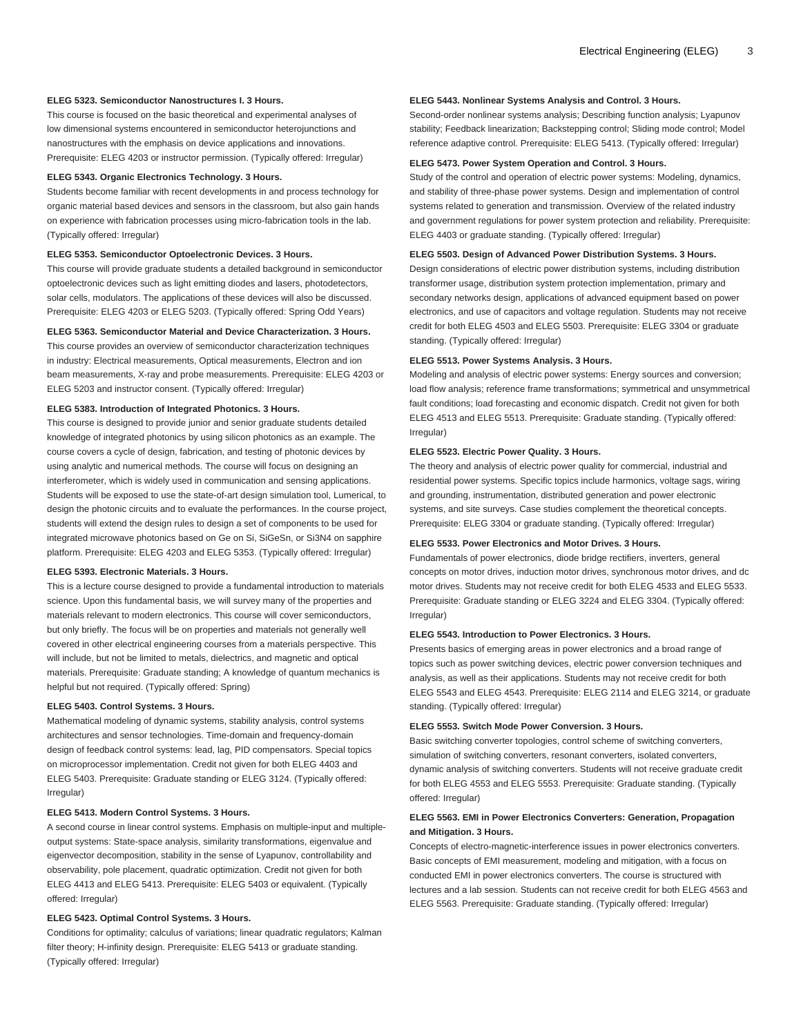**ELEG 5323. Semiconductor Nanostructures I. 3 Hours.**

This course is focused on the basic theoretical and experimental analyses of low dimensional systems encountered in semiconductor heterojunctions and nanostructures with the emphasis on device applications and innovations. Prerequisite: ELEG 4203 or instructor permission. (Typically offered: Irregular)

**ELEG 5343. Organic Electronics Technology. 3 Hours.**

Students become familiar with recent developments in and process technology for organic material based devices and sensors in the classroom, but also gain hands on experience with fabrication processes using micro-fabrication tools in the lab. (Typically offered: Irregular)

**ELEG 5353. Semiconductor Optoelectronic Devices. 3 Hours.**

This course will provide graduate students a detailed background in semiconductor optoelectronic devices such as light emitting diodes and lasers, photodetectors, solar cells, modulators. The applications of these devices will also be discussed. Prerequisite: ELEG 4203 or ELEG 5203. (Typically offered: Spring Odd Years)

**ELEG 5363. Semiconductor Material and Device Characterization. 3 Hours.**

This course provides an overview of semiconductor characterization techniques in industry: Electrical measurements, Optical measurements, Electron and ion beam measurements, X-ray and probe measurements. Prerequisite: ELEG 4203 or ELEG 5203 and instructor consent. (Typically offered: Irregular)

**ELEG 5383. Introduction of Integrated Photonics. 3 Hours.**

This course is designed to provide junior and senior graduate students detailed knowledge of integrated photonics by using silicon photonics as an example. The course covers a cycle of design, fabrication, and testing of photonic devices by using analytic and numerical methods. The course will focus on designing an interferometer, which is widely used in communication and sensing applications. Students will be exposed to use the state-of-art design simulation tool, Lumerical, to design the photonic circuits and to evaluate the performances. In the course project, students will extend the design rules to design a set of components to be used for integrated microwave photonics based on Ge on Si, SiGeSn, or Si3N4 on sapphire platform. Prerequisite: ELEG 4203 and ELEG 5353. (Typically offered: Irregular)

**ELEG 5393. Electronic Materials. 3 Hours.**

This is a lecture course designed to provide a fundamental introduction to materials science. Upon this fundamental basis, we will survey many of the properties and materials relevant to modern electronics. This course will cover semiconductors, but only briefly. The focus will be on properties and materials not generally well covered in other electrical engineering courses from a materials perspective. This will include, but not be limited to metals, dielectrics, and magnetic and optical materials. Prerequisite: Graduate standing; A knowledge of quantum mechanics is helpful but not required. (Typically offered: Spring)

**ELEG 5403. Control Systems. 3 Hours.**

Mathematical modeling of dynamic systems, stability analysis, control systems architectures and sensor technologies. Time-domain and frequency-domain design of feedback control systems: lead, lag, PID compensators. Special topics on microprocessor implementation. Credit not given for both ELEG 4403 and ELEG 5403. Prerequisite: Graduate standing or ELEG 3124. (Typically offered: Irregular)

**ELEG 5413. Modern Control Systems. 3 Hours.**

A second course in linear control systems. Emphasis on multiple-input and multiple-output systems: State-space analysis, similarity transformations, eigenvalue and eigenvector decomposition, stability in the sense of Lyapunov, controllability and observability, pole placement, quadratic optimization. Credit not given for both ELEG 4413 and ELEG 5413. Prerequisite: ELEG 5403 or equivalent. (Typically offered: Irregular)

**ELEG 5423. Optimal Control Systems. 3 Hours.**

Conditions for optimality; calculus of variations; linear quadratic regulators; Kalman filter theory; H-infinity design. Prerequisite: ELEG 5413 or graduate standing. (Typically offered: Irregular)

**ELEG 5443. Nonlinear Systems Analysis and Control. 3 Hours.**

Second-order nonlinear systems analysis; Describing function analysis; Lyapunov stability; Feedback linearization; Backstepping control; Sliding mode control; Model reference adaptive control. Prerequisite: ELEG 5413. (Typically offered: Irregular)

**ELEG 5473. Power System Operation and Control. 3 Hours.**

Study of the control and operation of electric power systems: Modeling, dynamics, and stability of three-phase power systems. Design and implementation of control systems related to generation and transmission. Overview of the related industry and government regulations for power system protection and reliability. Prerequisite: ELEG 4403 or graduate standing. (Typically offered: Irregular)

**ELEG 5503. Design of Advanced Power Distribution Systems. 3 Hours.**

Design considerations of electric power distribution systems, including distribution transformer usage, distribution system protection implementation, primary and secondary networks design, applications of advanced equipment based on power electronics, and use of capacitors and voltage regulation. Students may not receive credit for both ELEG 4503 and ELEG 5503. Prerequisite: ELEG 3304 or graduate standing. (Typically offered: Irregular)

**ELEG 5513. Power Systems Analysis. 3 Hours.**

Modeling and analysis of electric power systems: Energy sources and conversion; load flow analysis; reference frame transformations; symmetrical and unsymmetrical fault conditions; load forecasting and economic dispatch. Credit not given for both ELEG 4513 and ELEG 5513. Prerequisite: Graduate standing. (Typically offered: Irregular)

**ELEG 5523. Electric Power Quality. 3 Hours.**

The theory and analysis of electric power quality for commercial, industrial and residential power systems. Specific topics include harmonics, voltage sags, wiring and grounding, instrumentation, distributed generation and power electronic systems, and site surveys. Case studies complement the theoretical concepts. Prerequisite: ELEG 3304 or graduate standing. (Typically offered: Irregular)

**ELEG 5533. Power Electronics and Motor Drives. 3 Hours.**

Fundamentals of power electronics, diode bridge rectifiers, inverters, general concepts on motor drives, induction motor drives, synchronous motor drives, and dc motor drives. Students may not receive credit for both ELEG 4533 and ELEG 5533. Prerequisite: Graduate standing or ELEG 3224 and ELEG 3304. (Typically offered: Irregular)

**ELEG 5543. Introduction to Power Electronics. 3 Hours.**

Presents basics of emerging areas in power electronics and a broad range of topics such as power switching devices, electric power conversion techniques and analysis, as well as their applications. Students may not receive credit for both ELEG 5543 and ELEG 4543. Prerequisite: ELEG 2114 and ELEG 3214, or graduate standing. (Typically offered: Irregular)

**ELEG 5553. Switch Mode Power Conversion. 3 Hours.**

Basic switching converter topologies, control scheme of switching converters, simulation of switching converters, resonant converters, isolated converters, dynamic analysis of switching converters. Students will not receive graduate credit for both ELEG 4553 and ELEG 5553. Prerequisite: Graduate standing. (Typically offered: Irregular)

**ELEG 5563. EMI in Power Electronics Converters: Generation, Propagation and Mitigation. 3 Hours.**

Concepts of electro-magnetic-interference issues in power electronics converters. Basic concepts of EMI measurement, modeling and mitigation, with a focus on conducted EMI in power electronics converters. The course is structured with lectures and a lab session. Students can not receive credit for both ELEG 4563 and ELEG 5563. Prerequisite: Graduate standing. (Typically offered: Irregular)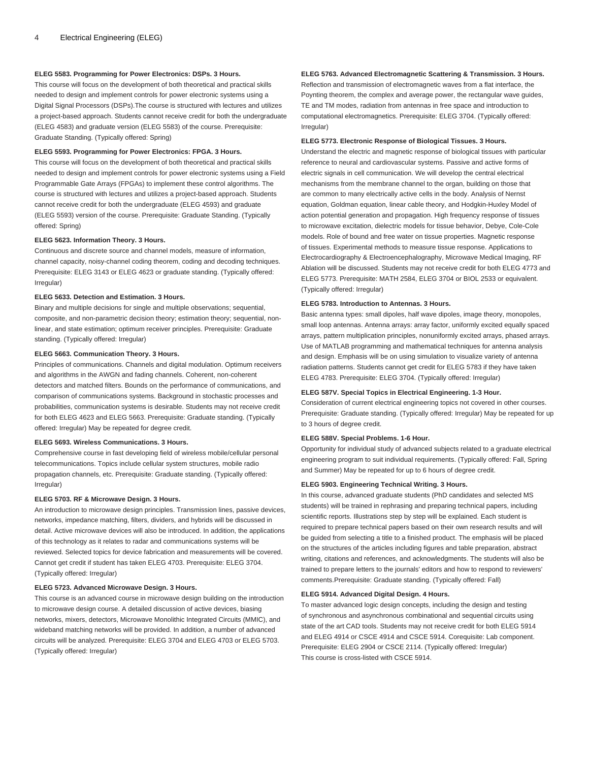**ELEG 5583. Programming for Power Electronics: DSPs. 3 Hours.**

This course will focus on the development of both theoretical and practical skills needed to design and implement controls for power electronic systems using a Digital Signal Processors (DSPs).The course is structured with lectures and utilizes a project-based approach. Students cannot receive credit for both the undergraduate (ELEG 4583) and graduate version (ELEG 5583) of the course. Prerequisite: Graduate Standing. (Typically offered: Spring)

**ELEG 5593. Programming for Power Electronics: FPGA. 3 Hours.**

This course will focus on the development of both theoretical and practical skills needed to design and implement controls for power electronic systems using a Field Programmable Gate Arrays (FPGAs) to implement these control algorithms. The course is structured with lectures and utilizes a project-based approach. Students cannot receive credit for both the undergraduate (ELEG 4593) and graduate (ELEG 5593) version of the course. Prerequisite: Graduate Standing. (Typically offered: Spring)

**ELEG 5623. Information Theory. 3 Hours.**

Continuous and discrete source and channel models, measure of information, channel capacity, noisy-channel coding theorem, coding and decoding techniques. Prerequisite: ELEG 3143 or ELEG 4623 or graduate standing. (Typically offered: Irregular)

**ELEG 5633. Detection and Estimation. 3 Hours.**

Binary and multiple decisions for single and multiple observations; sequential, composite, and non-parametric decision theory; estimation theory; sequential, non-linear, and state estimation; optimum receiver principles. Prerequisite: Graduate standing. (Typically offered: Irregular)

**ELEG 5663. Communication Theory. 3 Hours.**

Principles of communications. Channels and digital modulation. Optimum receivers and algorithms in the AWGN and fading channels. Coherent, non-coherent detectors and matched filters. Bounds on the performance of communications, and comparison of communications systems. Background in stochastic processes and probabilities, communication systems is desirable. Students may not receive credit for both ELEG 4623 and ELEG 5663. Prerequisite: Graduate standing. (Typically offered: Irregular) May be repeated for degree credit.

**ELEG 5693. Wireless Communications. 3 Hours.**

Comprehensive course in fast developing field of wireless mobile/cellular personal telecommunications. Topics include cellular system structures, mobile radio propagation channels, etc. Prerequisite: Graduate standing. (Typically offered: Irregular)

**ELEG 5703. RF & Microwave Design. 3 Hours.**

An introduction to microwave design principles. Transmission lines, passive devices, networks, impedance matching, filters, dividers, and hybrids will be discussed in detail. Active microwave devices will also be introduced. In addition, the applications of this technology as it relates to radar and communications systems will be reviewed. Selected topics for device fabrication and measurements will be covered. Cannot get credit if student has taken ELEG 4703. Prerequisite: ELEG 3704. (Typically offered: Irregular)

**ELEG 5723. Advanced Microwave Design. 3 Hours.**

This course is an advanced course in microwave design building on the introduction to microwave design course. A detailed discussion of active devices, biasing networks, mixers, detectors, Microwave Monolithic Integrated Circuits (MMIC), and wideband matching networks will be provided. In addition, a number of advanced circuits will be analyzed. Prerequisite: ELEG 3704 and ELEG 4703 or ELEG 5703. (Typically offered: Irregular)

**ELEG 5763. Advanced Electromagnetic Scattering & Transmission. 3 Hours.**

Reflection and transmission of electromagnetic waves from a flat interface, the Poynting theorem, the complex and average power, the rectangular wave guides, TE and TM modes, radiation from antennas in free space and introduction to computational electromagnetics. Prerequisite: ELEG 3704. (Typically offered: Irregular)

**ELEG 5773. Electronic Response of Biological Tissues. 3 Hours.**

Understand the electric and magnetic response of biological tissues with particular reference to neural and cardiovascular systems. Passive and active forms of electric signals in cell communication. We will develop the central electrical mechanisms from the membrane channel to the organ, building on those that are common to many electrically active cells in the body. Analysis of Nernst equation, Goldman equation, linear cable theory, and Hodgkin-Huxley Model of action potential generation and propagation. High frequency response of tissues to microwave excitation, dielectric models for tissue behavior, Debye, Cole-Cole models. Role of bound and free water on tissue properties. Magnetic response of tissues. Experimental methods to measure tissue response. Applications to Electrocardiography & Electroencephalography, Microwave Medical Imaging, RF Ablation will be discussed. Students may not receive credit for both ELEG 4773 and ELEG 5773. Prerequisite: MATH 2584, ELEG 3704 or BIOL 2533 or equivalent. (Typically offered: Irregular)

**ELEG 5783. Introduction to Antennas. 3 Hours.**

Basic antenna types: small dipoles, half wave dipoles, image theory, monopoles, small loop antennas. Antenna arrays: array factor, uniformly excited equally spaced arrays, pattern multiplication principles, nonuniformly excited arrays, phased arrays. Use of MATLAB programming and mathematical techniques for antenna analysis and design. Emphasis will be on using simulation to visualize variety of antenna radiation patterns. Students cannot get credit for ELEG 5783 if they have taken ELEG 4783. Prerequisite: ELEG 3704. (Typically offered: Irregular)

**ELEG 587V. Special Topics in Electrical Engineering. 1-3 Hour.**

Consideration of current electrical engineering topics not covered in other courses. Prerequisite: Graduate standing. (Typically offered: Irregular) May be repeated for up to 3 hours of degree credit.

**ELEG 588V. Special Problems. 1-6 Hour.**

Opportunity for individual study of advanced subjects related to a graduate electrical engineering program to suit individual requirements. (Typically offered: Fall, Spring and Summer) May be repeated for up to 6 hours of degree credit.

**ELEG 5903. Engineering Technical Writing. 3 Hours.**

In this course, advanced graduate students (PhD candidates and selected MS students) will be trained in rephrasing and preparing technical papers, including scientific reports. Illustrations step by step will be explained. Each student is required to prepare technical papers based on their own research results and will be guided from selecting a title to a finished product. The emphasis will be placed on the structures of the articles including figures and table preparation, abstract writing, citations and references, and acknowledgments. The students will also be trained to prepare letters to the journals' editors and how to respond to reviewers' comments.Prerequisite: Graduate standing. (Typically offered: Fall)

**ELEG 5914. Advanced Digital Design. 4 Hours.**

To master advanced logic design concepts, including the design and testing of synchronous and asynchronous combinational and sequential circuits using state of the art CAD tools. Students may not receive credit for both ELEG 5914 and ELEG 4914 or CSCE 4914 and CSCE 5914. Corequisite: Lab component. Prerequisite: ELEG 2904 or CSCE 2114. (Typically offered: Irregular)

This course is cross-listed with CSCE 5914.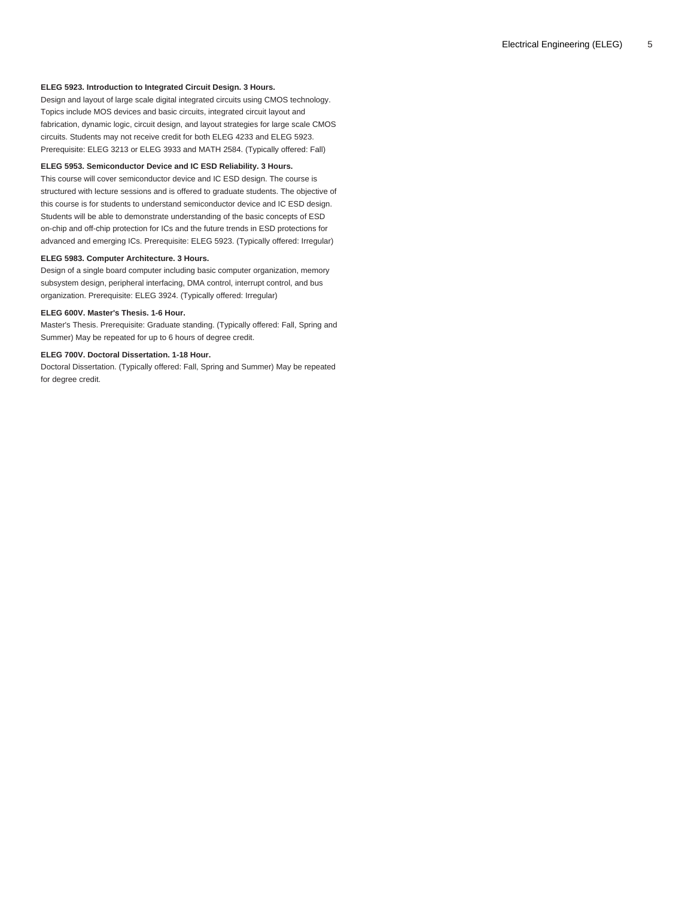**ELEG 5923. Introduction to Integrated Circuit Design. 3 Hours.**
Design and layout of large scale digital integrated circuits using CMOS technology. Topics include MOS devices and basic circuits, integrated circuit layout and fabrication, dynamic logic, circuit design, and layout strategies for large scale CMOS circuits. Students may not receive credit for both ELEG 4233 and ELEG 5923. Prerequisite: ELEG 3213 or ELEG 3933 and MATH 2584. (Typically offered: Fall)

**ELEG 5953. Semiconductor Device and IC ESD Reliability. 3 Hours.**
This course will cover semiconductor device and IC ESD design. The course is structured with lecture sessions and is offered to graduate students. The objective of this course is for students to understand semiconductor device and IC ESD design. Students will be able to demonstrate understanding of the basic concepts of ESD on-chip and off-chip protection for ICs and the future trends in ESD protections for advanced and emerging ICs. Prerequisite: ELEG 5923. (Typically offered: Irregular)

**ELEG 5983. Computer Architecture. 3 Hours.**
Design of a single board computer including basic computer organization, memory subsystem design, peripheral interfacing, DMA control, interrupt control, and bus organization. Prerequisite: ELEG 3924. (Typically offered: Irregular)

**ELEG 600V. Master's Thesis. 1-6 Hour.**
Master's Thesis. Prerequisite: Graduate standing. (Typically offered: Fall, Spring and Summer) May be repeated for up to 6 hours of degree credit.

**ELEG 700V. Doctoral Dissertation. 1-18 Hour.**
Doctoral Dissertation. (Typically offered: Fall, Spring and Summer) May be repeated for degree credit.